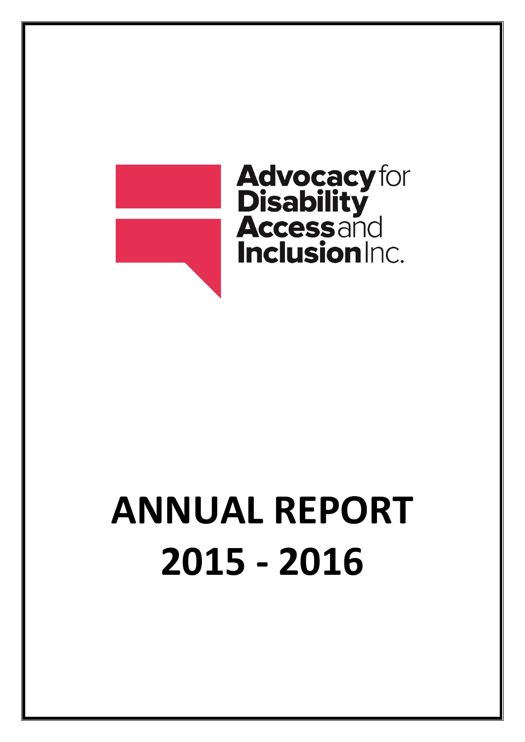Advocacy for Disability Access and Inclusion Inc.

# ANNUAL REPORT 2015 - 2016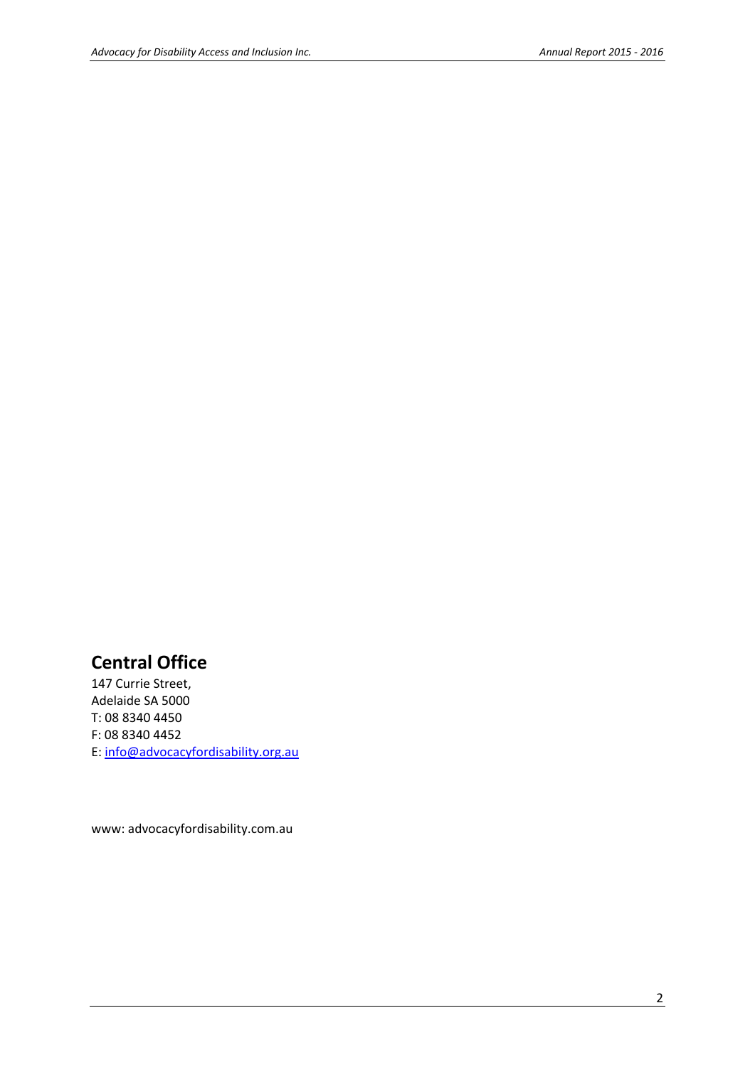## Central Office

147 Currie Street,
Adelaide SA 5000
T: 08 8340 4450
F: 08 8340 4452
E: info@advocacyfordisability.org.au

www: advocacyfordisability.com.au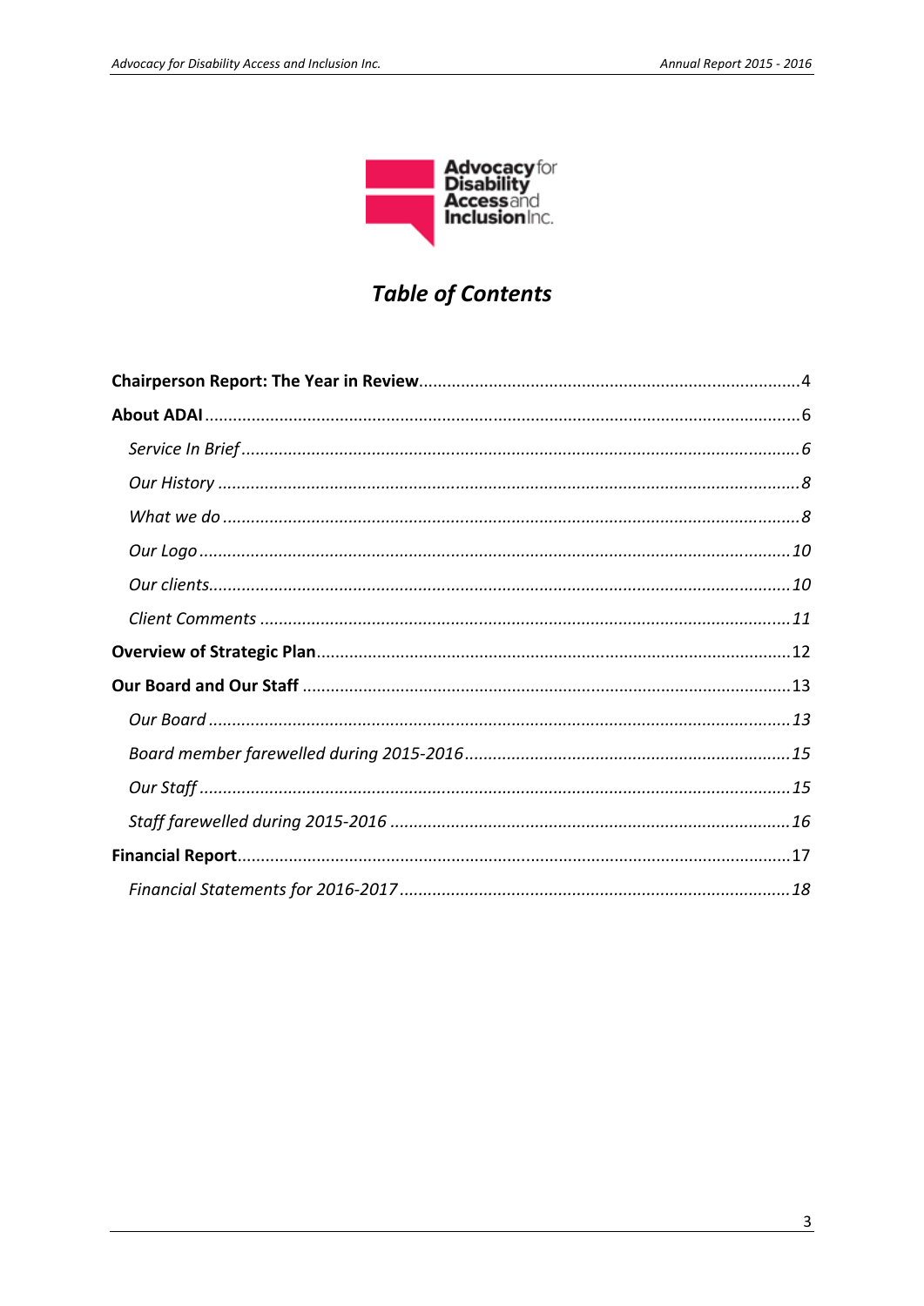# *Table of Contents*

**Chairperson Report: The Year in Review** .......... 4

**About ADAI** .......... 6

- *Service In Brief* .......... *6*
- *Our History* .......... *8*
- *What we do* .......... *8*
- *Our Logo* .......... *10*
- *Our clients* .......... *10*
- *Client Comments* .......... *11*

**Overview of Strategic Plan** .......... 12

**Our Board and Our Staff** .......... 13

- *Our Board* .......... *13*
- *Board member farewelled during 2015-2016* .......... *15*
- *Our Staff* .......... *15*
- *Staff farewelled during 2015-2016* .......... *16*

**Financial Report** .......... 17

- *Financial Statements for 2016-2017* .......... *18*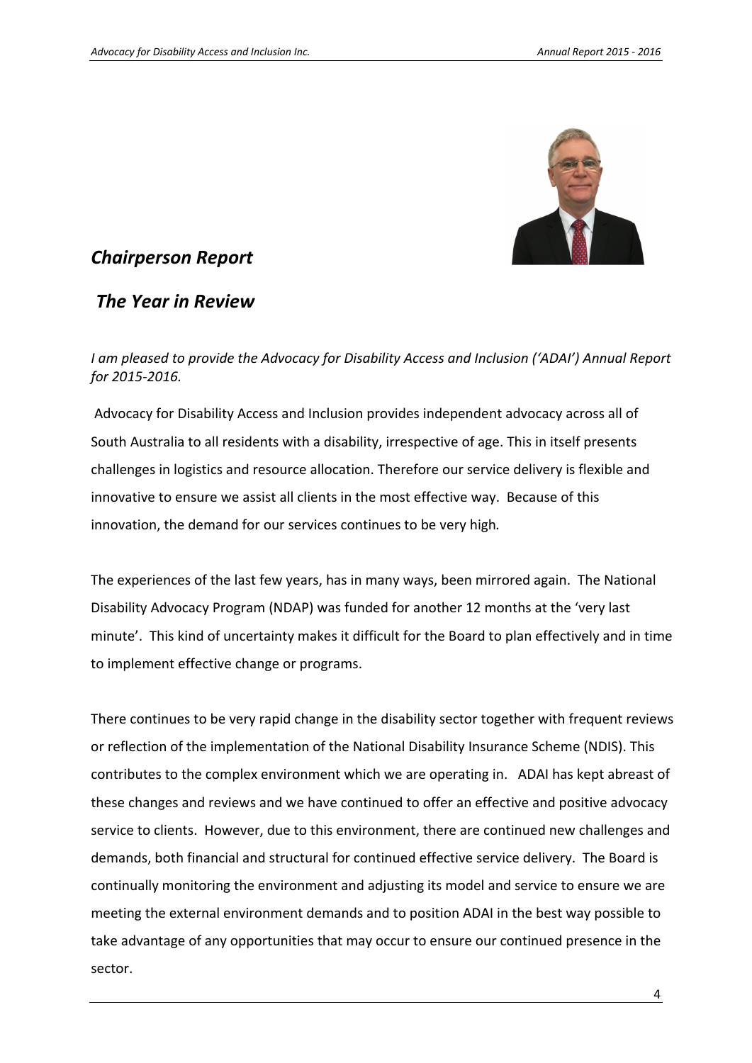## *Chairperson Report*

## *The Year in Review*

*I am pleased to provide the Advocacy for Disability Access and Inclusion ('ADAI') Annual Report for 2015-2016.*

Advocacy for Disability Access and Inclusion provides independent advocacy across all of South Australia to all residents with a disability, irrespective of age. This in itself presents challenges in logistics and resource allocation. Therefore our service delivery is flexible and innovative to ensure we assist all clients in the most effective way. Because of this innovation, the demand for our services continues to be very high.

The experiences of the last few years, has in many ways, been mirrored again. The National Disability Advocacy Program (NDAP) was funded for another 12 months at the 'very last minute'. This kind of uncertainty makes it difficult for the Board to plan effectively and in time to implement effective change or programs.

There continues to be very rapid change in the disability sector together with frequent reviews or reflection of the implementation of the National Disability Insurance Scheme (NDIS). This contributes to the complex environment which we are operating in. ADAI has kept abreast of these changes and reviews and we have continued to offer an effective and positive advocacy service to clients. However, due to this environment, there are continued new challenges and demands, both financial and structural for continued effective service delivery. The Board is continually monitoring the environment and adjusting its model and service to ensure we are meeting the external environment demands and to position ADAI in the best way possible to take advantage of any opportunities that may occur to ensure our continued presence in the sector.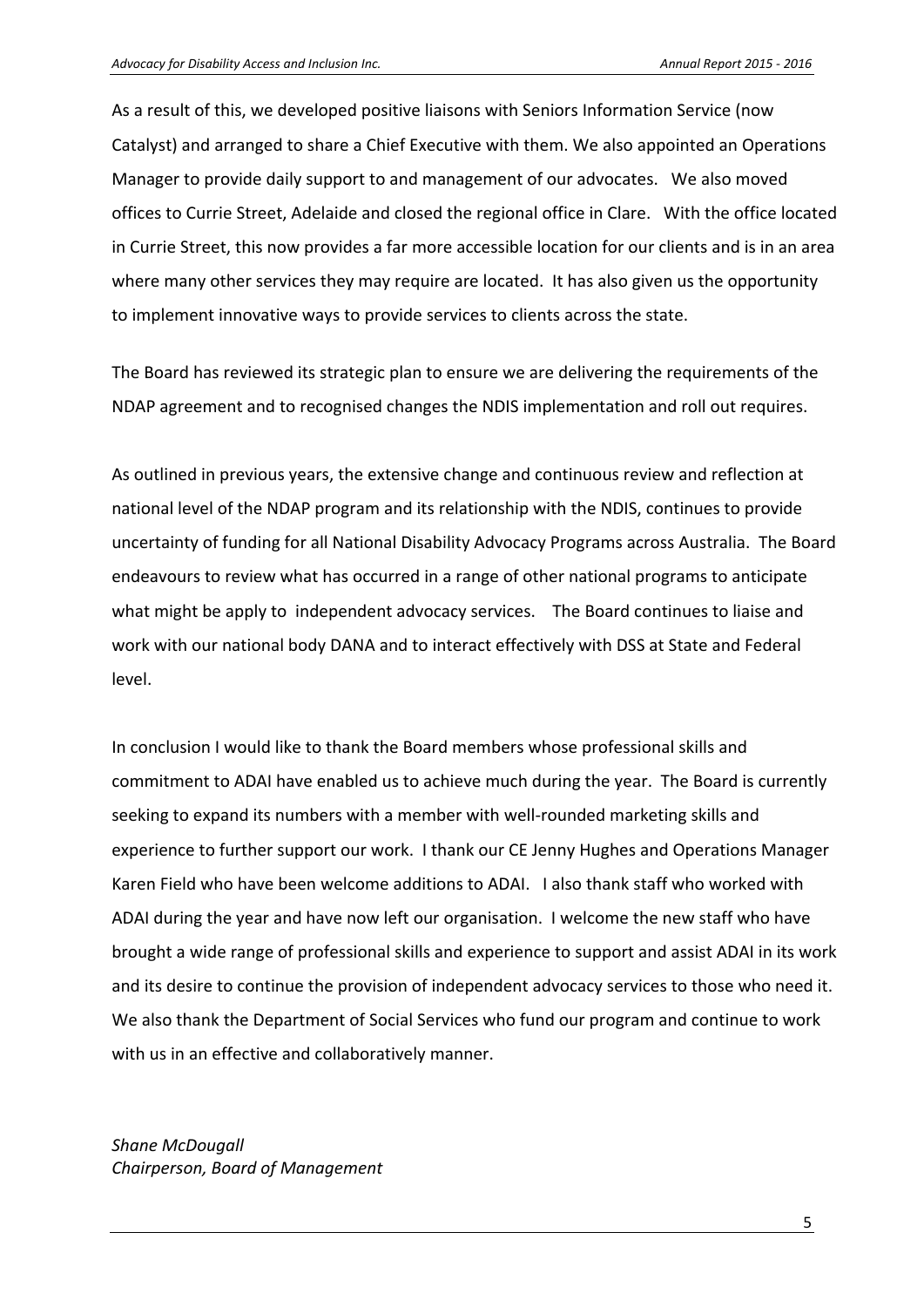As a result of this, we developed positive liaisons with Seniors Information Service (now Catalyst) and arranged to share a Chief Executive with them. We also appointed an Operations Manager to provide daily support to and management of our advocates. We also moved offices to Currie Street, Adelaide and closed the regional office in Clare. With the office located in Currie Street, this now provides a far more accessible location for our clients and is in an area where many other services they may require are located. It has also given us the opportunity to implement innovative ways to provide services to clients across the state.

The Board has reviewed its strategic plan to ensure we are delivering the requirements of the NDAP agreement and to recognised changes the NDIS implementation and roll out requires.

As outlined in previous years, the extensive change and continuous review and reflection at national level of the NDAP program and its relationship with the NDIS, continues to provide uncertainty of funding for all National Disability Advocacy Programs across Australia. The Board endeavours to review what has occurred in a range of other national programs to anticipate what might be apply to independent advocacy services. The Board continues to liaise and work with our national body DANA and to interact effectively with DSS at State and Federal level.

In conclusion I would like to thank the Board members whose professional skills and commitment to ADAI have enabled us to achieve much during the year. The Board is currently seeking to expand its numbers with a member with well-rounded marketing skills and experience to further support our work. I thank our CE Jenny Hughes and Operations Manager Karen Field who have been welcome additions to ADAI. I also thank staff who worked with ADAI during the year and have now left our organisation. I welcome the new staff who have brought a wide range of professional skills and experience to support and assist ADAI in its work and its desire to continue the provision of independent advocacy services to those who need it. We also thank the Department of Social Services who fund our program and continue to work with us in an effective and collaboratively manner.

*Shane McDougall*
*Chairperson, Board of Management*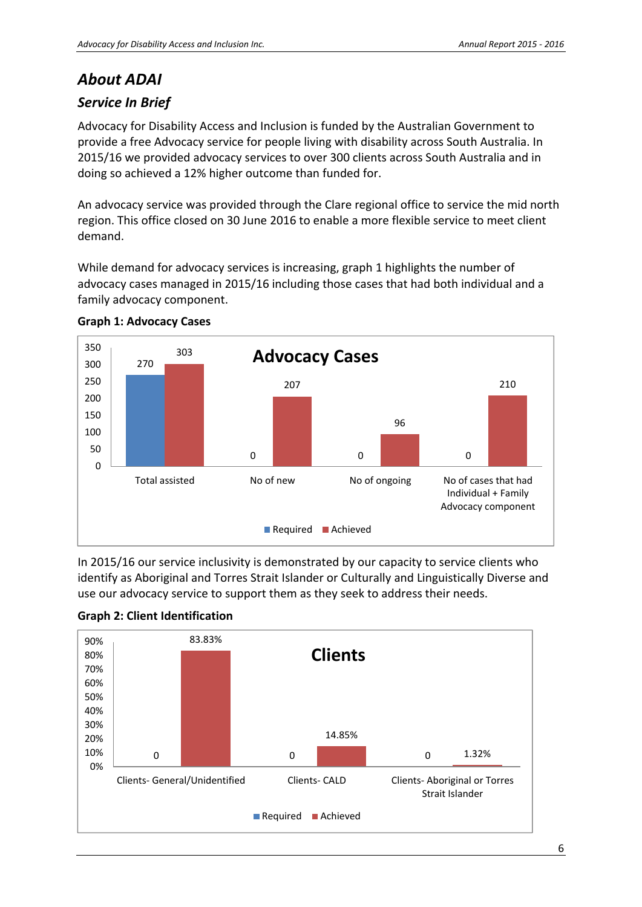## *About ADAI*

### *Service In Brief*

Advocacy for Disability Access and Inclusion is funded by the Australian Government to provide a free Advocacy service for people living with disability across South Australia. In 2015/16 we provided advocacy services to over 300 clients across South Australia and in doing so achieved a 12% higher outcome than funded for.

An advocacy service was provided through the Clare regional office to service the mid north region. This office closed on 30 June 2016 to enable a more flexible service to meet client demand.

While demand for advocacy services is increasing, graph 1 highlights the number of advocacy cases managed in 2015/16 including those cases that had both individual and a family advocacy component.

**Graph 1: Advocacy Cases**

**Advocacy Cases**

| | Required | Achieved |
|---|---|---|
| Total assisted | 270 | 303 |
| No of new | 0 | 207 |
| No of ongoing | 0 | 96 |
| No of cases that had Individual + Family Advocacy component | 0 | 210 |

In 2015/16 our service inclusivity is demonstrated by our capacity to service clients who identify as Aboriginal and Torres Strait Islander or Culturally and Linguistically Diverse and use our advocacy service to support them as they seek to address their needs.

**Graph 2: Client Identification**

**Clients**

| | Required | Achieved |
|---|---|---|
| Clients- General/Unidentified | 0 | 83.83% |
| Clients- CALD | 0 | 14.85% |
| Clients- Aboriginal or Torres Strait Islander | 0 | 1.32% |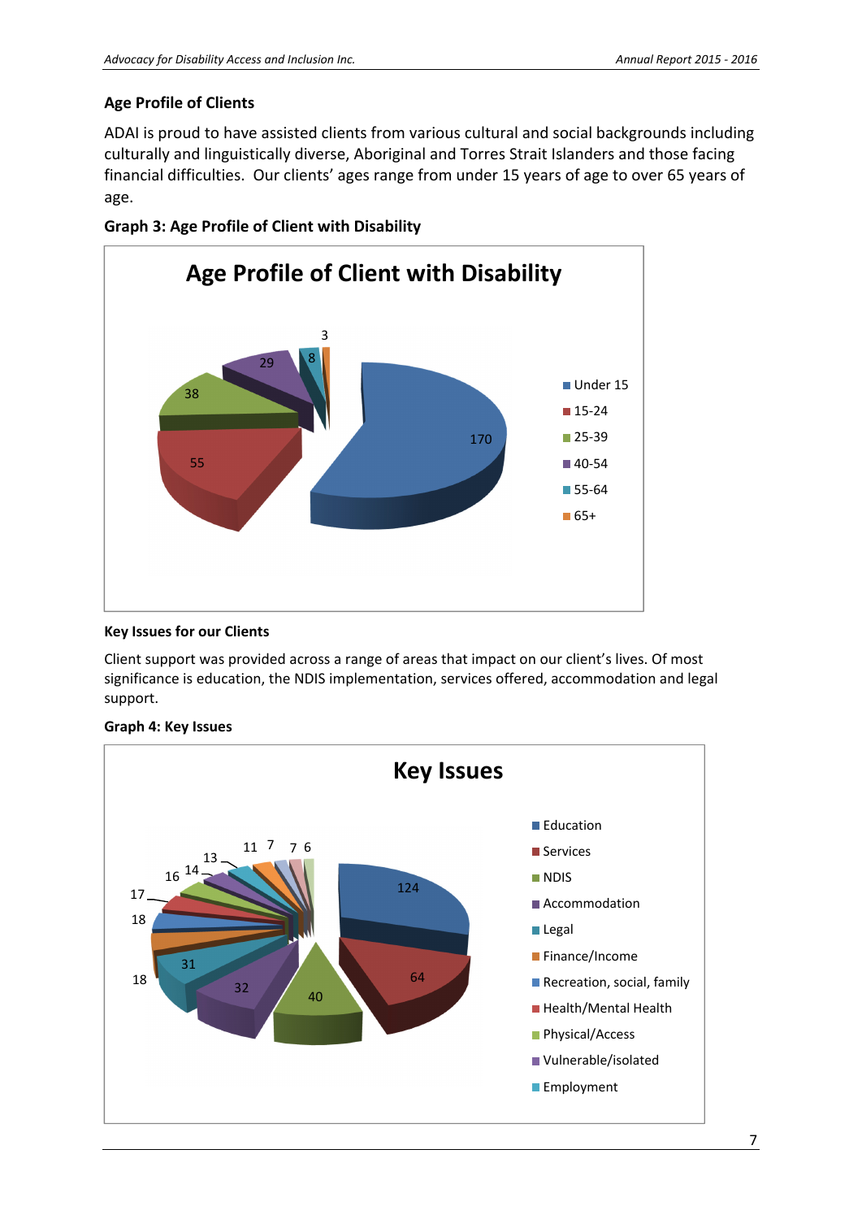## Age Profile of Clients

ADAI is proud to have assisted clients from various cultural and social backgrounds including culturally and linguistically diverse, Aboriginal and Torres Strait Islanders and those facing financial difficulties. Our clients' ages range from under 15 years of age to over 65 years of age.

**Graph 3: Age Profile of Client with Disability**

| Age Profile of Client with Disability | |
|---|---|
| Under 15 | 170 |
| 15-24 | 55 |
| 25-39 | 38 |
| 40-54 | 29 |
| 55-64 | 8 |
| 65+ | 3 |

### Key Issues for our Clients

Client support was provided across a range of areas that impact on our client's lives. Of most significance is education, the NDIS implementation, services offered, accommodation and legal support.

**Graph 4: Key Issues**

Key Issues

- Education
- Services
- NDIS
- Accommodation
- Legal
- Finance/Income
- Recreation, social, family
- Health/Mental Health
- Physical/Access
- Vulnerable/isolated
- Employment

124, 64, 40, 32, 31, 18, 18, 17, 16, 14, 13, 11, 7, 7, 6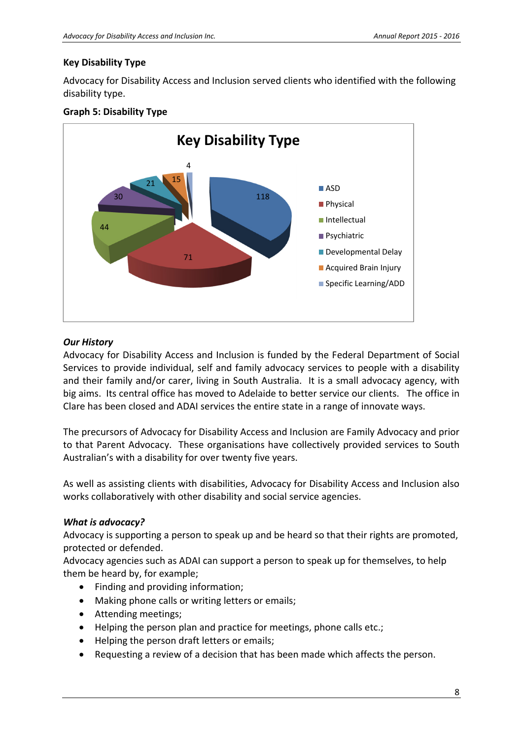### Key Disability Type

Advocacy for Disability Access and Inclusion served clients who identified with the following disability type.

**Graph 5: Disability Type**

| Key Disability Type | |
|---|---|
| ASD | 118 |
| Physical | 71 |
| Intellectual | 44 |
| Psychiatric | 30 |
| Developmental Delay | 21 |
| Acquired Brain Injury | 15 |
| Specific Learning/ADD | 4 |

***Our History***

Advocacy for Disability Access and Inclusion is funded by the Federal Department of Social Services to provide individual, self and family advocacy services to people with a disability and their family and/or carer, living in South Australia. It is a small advocacy agency, with big aims. Its central office has moved to Adelaide to better service our clients. The office in Clare has been closed and ADAI services the entire state in a range of innovate ways.

The precursors of Advocacy for Disability Access and Inclusion are Family Advocacy and prior to that Parent Advocacy. These organisations have collectively provided services to South Australian's with a disability for over twenty five years.

As well as assisting clients with disabilities, Advocacy for Disability Access and Inclusion also works collaboratively with other disability and social service agencies.

***What is advocacy?***

Advocacy is supporting a person to speak up and be heard so that their rights are promoted, protected or defended.

Advocacy agencies such as ADAI can support a person to speak up for themselves, to help them be heard by, for example;

- Finding and providing information;
- Making phone calls or writing letters or emails;
- Attending meetings;
- Helping the person plan and practice for meetings, phone calls etc.;
- Helping the person draft letters or emails;
- Requesting a review of a decision that has been made which affects the person.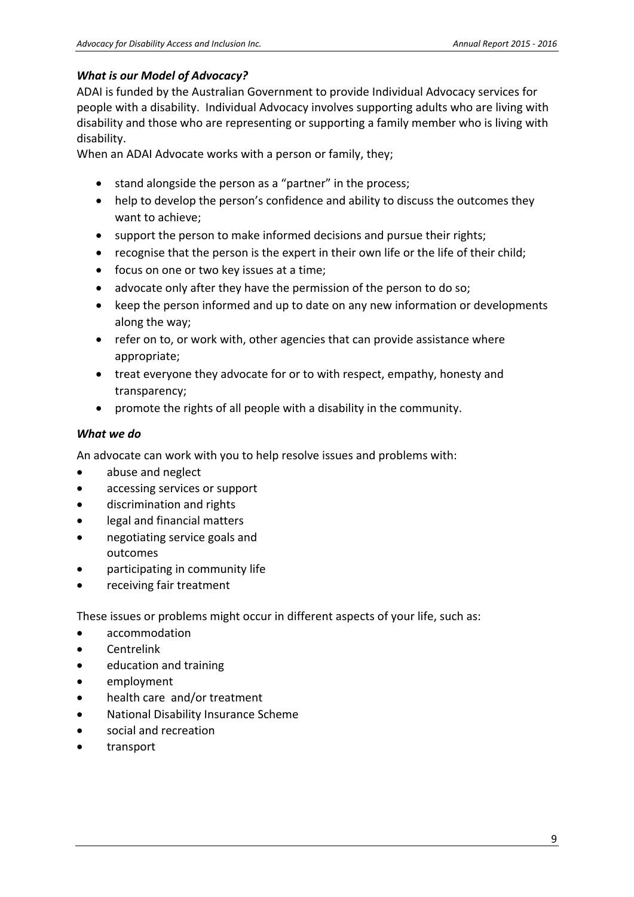### *What is our Model of Advocacy?*

ADAI is funded by the Australian Government to provide Individual Advocacy services for people with a disability. Individual Advocacy involves supporting adults who are living with disability and those who are representing or supporting a family member who is living with disability.

When an ADAI Advocate works with a person or family, they;

- stand alongside the person as a "partner" in the process;
- help to develop the person's confidence and ability to discuss the outcomes they want to achieve;
- support the person to make informed decisions and pursue their rights;
- recognise that the person is the expert in their own life or the life of their child;
- focus on one or two key issues at a time;
- advocate only after they have the permission of the person to do so;
- keep the person informed and up to date on any new information or developments along the way;
- refer on to, or work with, other agencies that can provide assistance where appropriate;
- treat everyone they advocate for or to with respect, empathy, honesty and transparency;
- promote the rights of all people with a disability in the community.

### *What we do*

An advocate can work with you to help resolve issues and problems with:

- abuse and neglect
- accessing services or support
- discrimination and rights
- legal and financial matters
- negotiating service goals and outcomes
- participating in community life
- receiving fair treatment

These issues or problems might occur in different aspects of your life, such as:

- accommodation
- Centrelink
- education and training
- employment
- health care and/or treatment
- National Disability Insurance Scheme
- social and recreation
- transport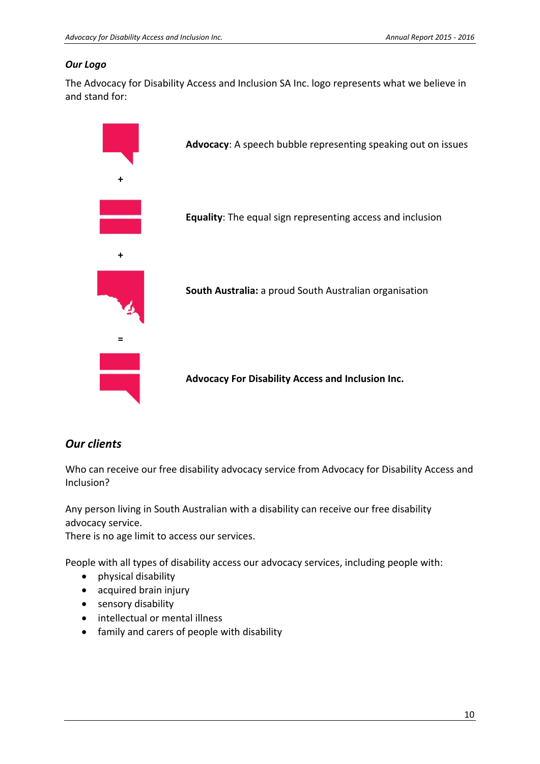***Our Logo***

The Advocacy for Disability Access and Inclusion SA Inc. logo represents what we believe in and stand for:

**Advocacy**: A speech bubble representing speaking out on issues

+

**Equality**: The equal sign representing access and inclusion

+

**South Australia:** a proud South Australian organisation

=

**Advocacy For Disability Access and Inclusion Inc.**

## *Our clients*

Who can receive our free disability advocacy service from Advocacy for Disability Access and Inclusion?

Any person living in South Australian with a disability can receive our free disability advocacy service.
There is no age limit to access our services.

People with all types of disability access our advocacy services, including people with:

- physical disability
- acquired brain injury
- sensory disability
- intellectual or mental illness
- family and carers of people with disability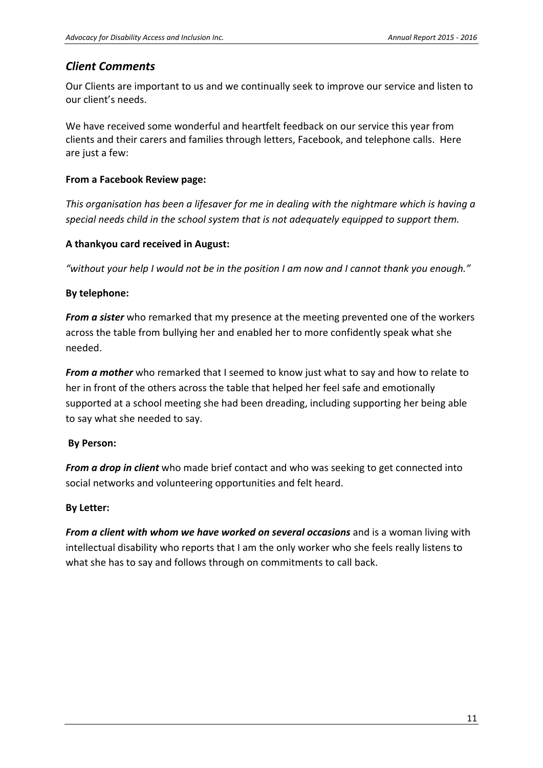## *Client Comments*

Our Clients are important to us and we continually seek to improve our service and listen to our client's needs.

We have received some wonderful and heartfelt feedback on our service this year from clients and their carers and families through letters, Facebook, and telephone calls. Here are just a few:

**From a Facebook Review page:**

*This organisation has been a lifesaver for me in dealing with the nightmare which is having a special needs child in the school system that is not adequately equipped to support them.*

**A thankyou card received in August:**

*"without your help I would not be in the position I am now and I cannot thank you enough."*

**By telephone:**

***From a sister*** who remarked that my presence at the meeting prevented one of the workers across the table from bullying her and enabled her to more confidently speak what she needed.

***From a mother*** who remarked that I seemed to know just what to say and how to relate to her in front of the others across the table that helped her feel safe and emotionally supported at a school meeting she had been dreading, including supporting her being able to say what she needed to say.

**By Person:**

***From a drop in client*** who made brief contact and who was seeking to get connected into social networks and volunteering opportunities and felt heard.

**By Letter:**

***From a client with whom we have worked on several occasions*** and is a woman living with intellectual disability who reports that I am the only worker who she feels really listens to what she has to say and follows through on commitments to call back.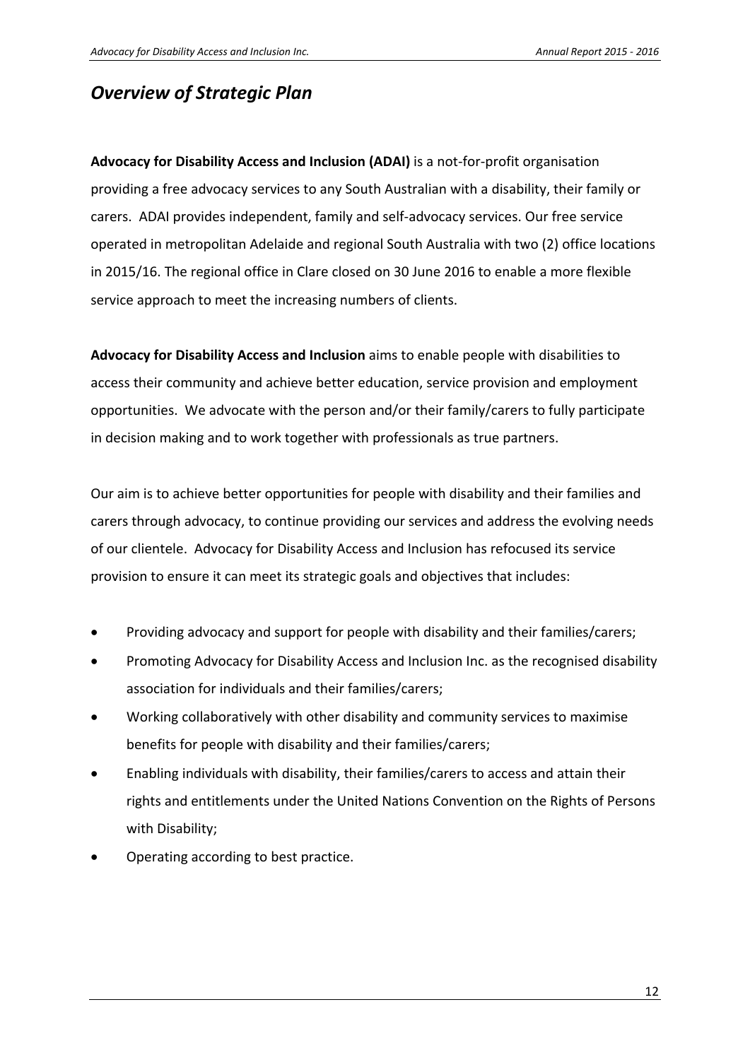## *Overview of Strategic Plan*

**Advocacy for Disability Access and Inclusion (ADAI)** is a not-for-profit organisation providing a free advocacy services to any South Australian with a disability, their family or carers. ADAI provides independent, family and self-advocacy services. Our free service operated in metropolitan Adelaide and regional South Australia with two (2) office locations in 2015/16. The regional office in Clare closed on 30 June 2016 to enable a more flexible service approach to meet the increasing numbers of clients.

**Advocacy for Disability Access and Inclusion** aims to enable people with disabilities to access their community and achieve better education, service provision and employment opportunities. We advocate with the person and/or their family/carers to fully participate in decision making and to work together with professionals as true partners.

Our aim is to achieve better opportunities for people with disability and their families and carers through advocacy, to continue providing our services and address the evolving needs of our clientele. Advocacy for Disability Access and Inclusion has refocused its service provision to ensure it can meet its strategic goals and objectives that includes:

- Providing advocacy and support for people with disability and their families/carers;
- Promoting Advocacy for Disability Access and Inclusion Inc. as the recognised disability association for individuals and their families/carers;
- Working collaboratively with other disability and community services to maximise benefits for people with disability and their families/carers;
- Enabling individuals with disability, their families/carers to access and attain their rights and entitlements under the United Nations Convention on the Rights of Persons with Disability;
- Operating according to best practice.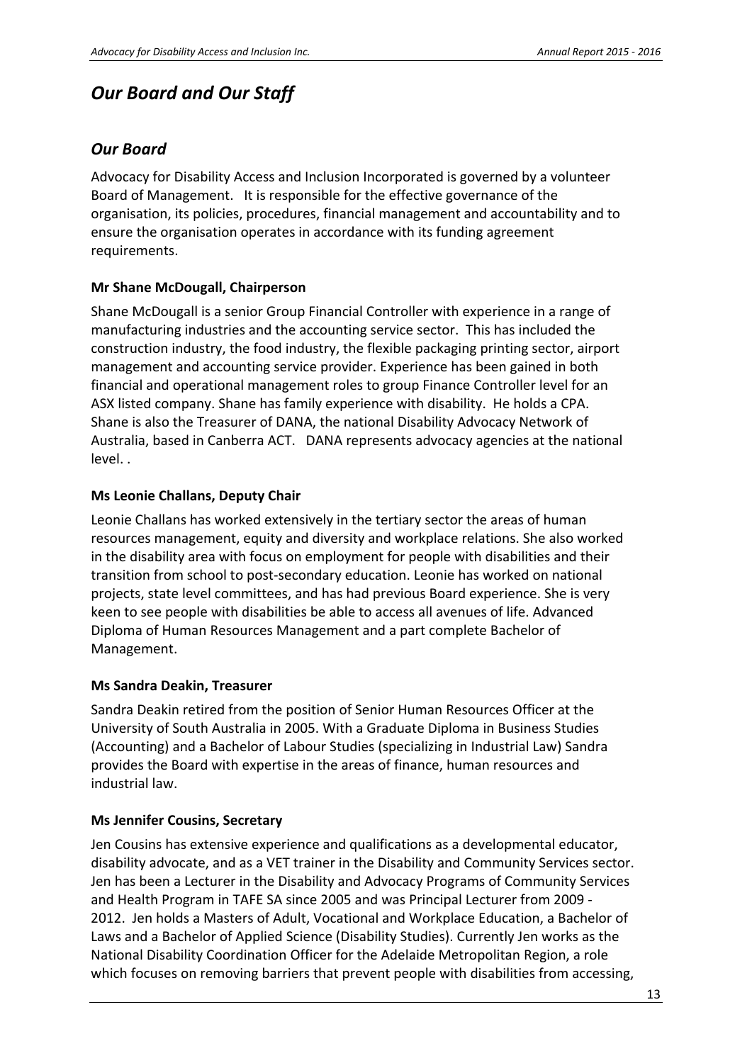# *Our Board and Our Staff*

## *Our Board*

Advocacy for Disability Access and Inclusion Incorporated is governed by a volunteer Board of Management. It is responsible for the effective governance of the organisation, its policies, procedures, financial management and accountability and to ensure the organisation operates in accordance with its funding agreement requirements.

### Mr Shane McDougall, Chairperson

Shane McDougall is a senior Group Financial Controller with experience in a range of manufacturing industries and the accounting service sector. This has included the construction industry, the food industry, the flexible packaging printing sector, airport management and accounting service provider. Experience has been gained in both financial and operational management roles to group Finance Controller level for an ASX listed company. Shane has family experience with disability. He holds a CPA. Shane is also the Treasurer of DANA, the national Disability Advocacy Network of Australia, based in Canberra ACT. DANA represents advocacy agencies at the national level. .

### Ms Leonie Challans, Deputy Chair

Leonie Challans has worked extensively in the tertiary sector the areas of human resources management, equity and diversity and workplace relations. She also worked in the disability area with focus on employment for people with disabilities and their transition from school to post-secondary education. Leonie has worked on national projects, state level committees, and has had previous Board experience. She is very keen to see people with disabilities be able to access all avenues of life. Advanced Diploma of Human Resources Management and a part complete Bachelor of Management.

### Ms Sandra Deakin, Treasurer

Sandra Deakin retired from the position of Senior Human Resources Officer at the University of South Australia in 2005. With a Graduate Diploma in Business Studies (Accounting) and a Bachelor of Labour Studies (specializing in Industrial Law) Sandra provides the Board with expertise in the areas of finance, human resources and industrial law.

### Ms Jennifer Cousins, Secretary

Jen Cousins has extensive experience and qualifications as a developmental educator, disability advocate, and as a VET trainer in the Disability and Community Services sector. Jen has been a Lecturer in the Disability and Advocacy Programs of Community Services and Health Program in TAFE SA since 2005 and was Principal Lecturer from 2009 - 2012. Jen holds a Masters of Adult, Vocational and Workplace Education, a Bachelor of Laws and a Bachelor of Applied Science (Disability Studies). Currently Jen works as the National Disability Coordination Officer for the Adelaide Metropolitan Region, a role which focuses on removing barriers that prevent people with disabilities from accessing,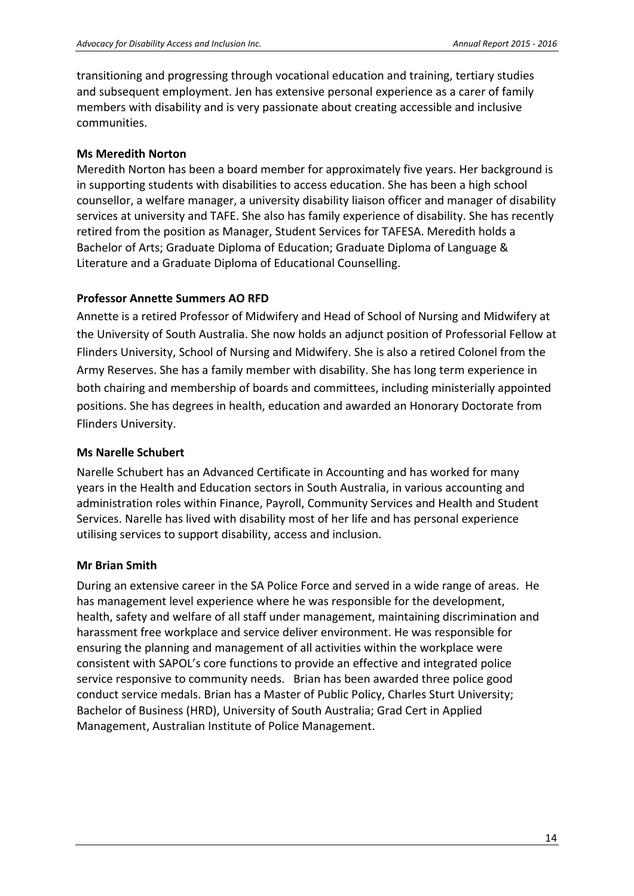transitioning and progressing through vocational education and training, tertiary studies and subsequent employment. Jen has extensive personal experience as a carer of family members with disability and is very passionate about creating accessible and inclusive communities.

**Ms Meredith Norton**

Meredith Norton has been a board member for approximately five years. Her background is in supporting students with disabilities to access education. She has been a high school counsellor, a welfare manager, a university disability liaison officer and manager of disability services at university and TAFE. She also has family experience of disability. She has recently retired from the position as Manager, Student Services for TAFESA. Meredith holds a Bachelor of Arts; Graduate Diploma of Education; Graduate Diploma of Language & Literature and a Graduate Diploma of Educational Counselling.

**Professor Annette Summers AO RFD**

Annette is a retired Professor of Midwifery and Head of School of Nursing and Midwifery at the University of South Australia. She now holds an adjunct position of Professorial Fellow at Flinders University, School of Nursing and Midwifery. She is also a retired Colonel from the Army Reserves. She has a family member with disability. She has long term experience in both chairing and membership of boards and committees, including ministerially appointed positions. She has degrees in health, education and awarded an Honorary Doctorate from Flinders University.

**Ms Narelle Schubert**

Narelle Schubert has an Advanced Certificate in Accounting and has worked for many years in the Health and Education sectors in South Australia, in various accounting and administration roles within Finance, Payroll, Community Services and Health and Student Services. Narelle has lived with disability most of her life and has personal experience utilising services to support disability, access and inclusion.

**Mr Brian Smith**

During an extensive career in the SA Police Force and served in a wide range of areas. He has management level experience where he was responsible for the development, health, safety and welfare of all staff under management, maintaining discrimination and harassment free workplace and service deliver environment. He was responsible for ensuring the planning and management of all activities within the workplace were consistent with SAPOL's core functions to provide an effective and integrated police service responsive to community needs. Brian has been awarded three police good conduct service medals. Brian has a Master of Public Policy, Charles Sturt University; Bachelor of Business (HRD), University of South Australia; Grad Cert in Applied Management, Australian Institute of Police Management.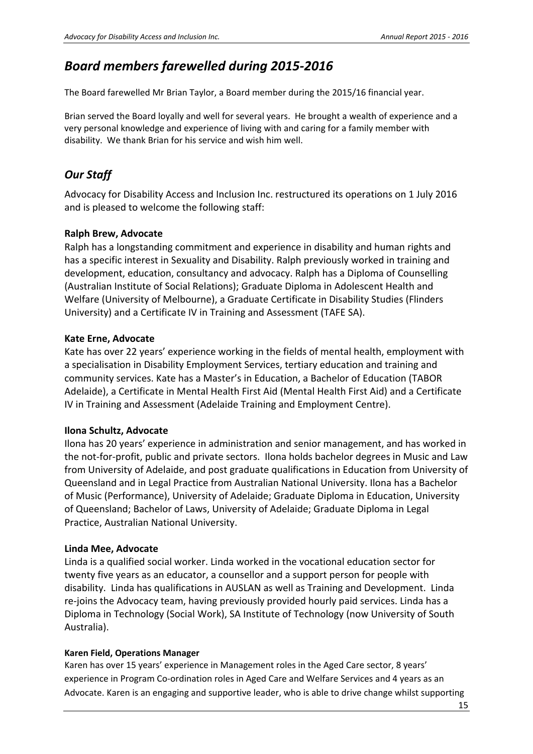## *Board members farewelled during 2015-2016*

The Board farewelled Mr Brian Taylor, a Board member during the 2015/16 financial year.

Brian served the Board loyally and well for several years. He brought a wealth of experience and a very personal knowledge and experience of living with and caring for a family member with disability. We thank Brian for his service and wish him well.

## *Our Staff*

Advocacy for Disability Access and Inclusion Inc. restructured its operations on 1 July 2016 and is pleased to welcome the following staff:

**Ralph Brew, Advocate**
Ralph has a longstanding commitment and experience in disability and human rights and has a specific interest in Sexuality and Disability. Ralph previously worked in training and development, education, consultancy and advocacy. Ralph has a Diploma of Counselling (Australian Institute of Social Relations); Graduate Diploma in Adolescent Health and Welfare (University of Melbourne), a Graduate Certificate in Disability Studies (Flinders University) and a Certificate IV in Training and Assessment (TAFE SA).

**Kate Erne, Advocate**
Kate has over 22 years' experience working in the fields of mental health, employment with a specialisation in Disability Employment Services, tertiary education and training and community services. Kate has a Master's in Education, a Bachelor of Education (TABOR Adelaide), a Certificate in Mental Health First Aid (Mental Health First Aid) and a Certificate IV in Training and Assessment (Adelaide Training and Employment Centre).

**Ilona Schultz, Advocate**
Ilona has 20 years' experience in administration and senior management, and has worked in the not-for-profit, public and private sectors. Ilona holds bachelor degrees in Music and Law from University of Adelaide, and post graduate qualifications in Education from University of Queensland and in Legal Practice from Australian National University. Ilona has a Bachelor of Music (Performance), University of Adelaide; Graduate Diploma in Education, University of Queensland; Bachelor of Laws, University of Adelaide; Graduate Diploma in Legal Practice, Australian National University.

**Linda Mee, Advocate**
Linda is a qualified social worker. Linda worked in the vocational education sector for twenty five years as an educator, a counsellor and a support person for people with disability. Linda has qualifications in AUSLAN as well as Training and Development. Linda re-joins the Advocacy team, having previously provided hourly paid services. Linda has a Diploma in Technology (Social Work), SA Institute of Technology (now University of South Australia).

**Karen Field, Operations Manager**
Karen has over 15 years' experience in Management roles in the Aged Care sector, 8 years' experience in Program Co-ordination roles in Aged Care and Welfare Services and 4 years as an Advocate. Karen is an engaging and supportive leader, who is able to drive change whilst supporting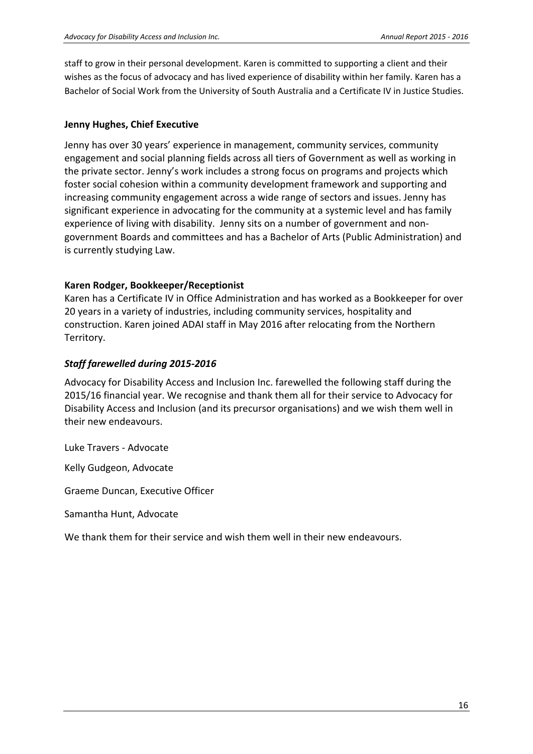staff to grow in their personal development. Karen is committed to supporting a client and their wishes as the focus of advocacy and has lived experience of disability within her family. Karen has a Bachelor of Social Work from the University of South Australia and a Certificate IV in Justice Studies.

**Jenny Hughes, Chief Executive**

Jenny has over 30 years' experience in management, community services, community engagement and social planning fields across all tiers of Government as well as working in the private sector. Jenny's work includes a strong focus on programs and projects which foster social cohesion within a community development framework and supporting and increasing community engagement across a wide range of sectors and issues. Jenny has significant experience in advocating for the community at a systemic level and has family experience of living with disability. Jenny sits on a number of government and non-government Boards and committees and has a Bachelor of Arts (Public Administration) and is currently studying Law.

**Karen Rodger, Bookkeeper/Receptionist**

Karen has a Certificate IV in Office Administration and has worked as a Bookkeeper for over 20 years in a variety of industries, including community services, hospitality and construction. Karen joined ADAI staff in May 2016 after relocating from the Northern Territory.

***Staff farewelled during 2015-2016***

Advocacy for Disability Access and Inclusion Inc. farewelled the following staff during the 2015/16 financial year. We recognise and thank them all for their service to Advocacy for Disability Access and Inclusion (and its precursor organisations) and we wish them well in their new endeavours.

Luke Travers - Advocate

Kelly Gudgeon, Advocate

Graeme Duncan, Executive Officer

Samantha Hunt, Advocate

We thank them for their service and wish them well in their new endeavours.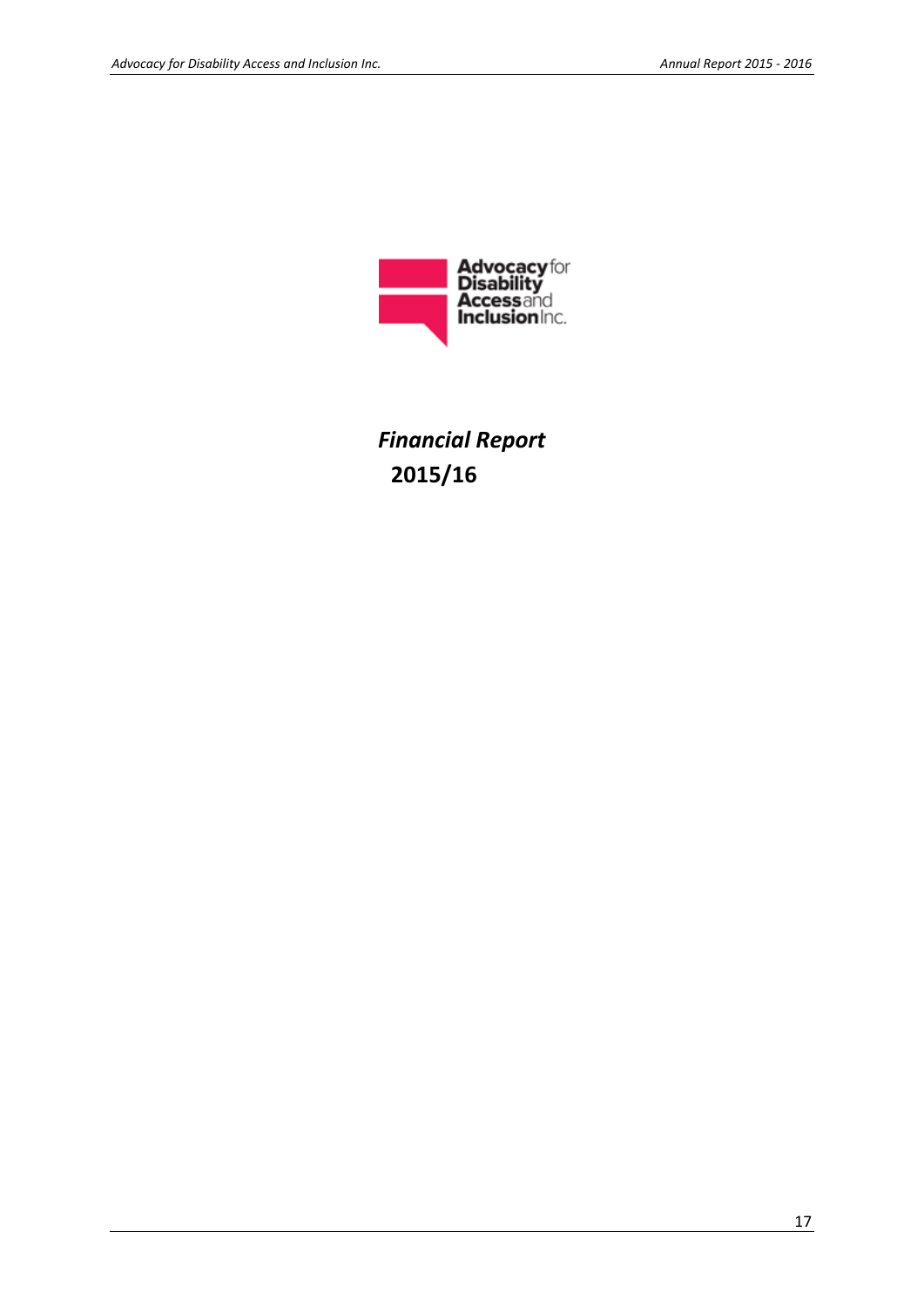Advocacy for Disability Access and Inclusion Inc.

# *Financial Report*

## 2015/16